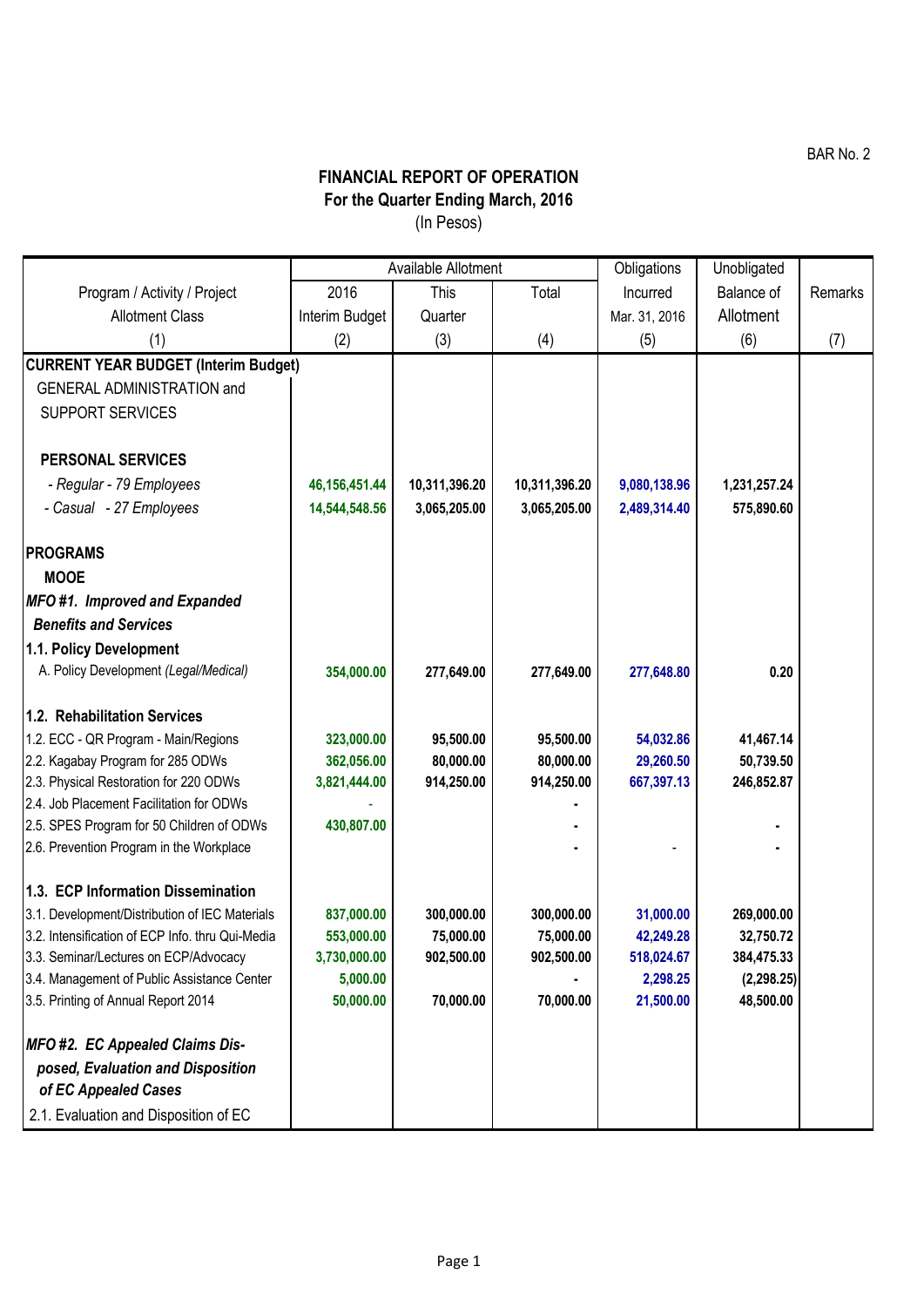BAR No. 2

# FINANCIAL REPORT OF OPERATION
## For the Quarter Ending March, 2016
(In Pesos)

| Program / Activity / Project Allotment Class | Available Allotment | | | Obligations Incurred | Unobligated Balance of Allotment | Remarks |
|---|---|---|---|---|---|---|
| | 2016 Interim Budget | This Quarter | Total | Mar. 31, 2016 | | |
| (1) | (2) | (3) | (4) | (5) | (6) | (7) |
| **CURRENT YEAR BUDGET (Interim Budget)** | | | | | | |
| GENERAL ADMINISTRATION and SUPPORT SERVICES | | | | | | |
| **PERSONAL SERVICES** | | | | | | |
| *- Regular - 79 Employees* | 46,156,451.44 | 10,311,396.20 | 10,311,396.20 | 9,080,138.96 | 1,231,257.24 | |
| *- Casual - 27 Employees* | 14,544,548.56 | 3,065,205.00 | 3,065,205.00 | 2,489,314.40 | 575,890.60 | |
| **PROGRAMS** | | | | | | |
| **MOOE** | | | | | | |
| ***MFO #1. Improved and Expanded Benefits and Services*** | | | | | | |
| **1.1. Policy Development** | | | | | | |
| A. Policy Development *(Legal/Medical)* | 354,000.00 | 277,649.00 | 277,649.00 | 277,648.80 | 0.20 | |
| **1.2. Rehabilitation Services** | | | | | | |
| 1.2. ECC - QR Program - Main/Regions | 323,000.00 | 95,500.00 | 95,500.00 | 54,032.86 | 41,467.14 | |
| 2.2. Kagabay Program for 285 ODWs | 362,056.00 | 80,000.00 | 80,000.00 | 29,260.50 | 50,739.50 | |
| 2.3. Physical Restoration for 220 ODWs | 3,821,444.00 | 914,250.00 | 914,250.00 | 667,397.13 | 246,852.87 | |
| 2.4. Job Placement Facilitation for ODWs | - | | - | | | |
| 2.5. SPES Program for 50 Children of ODWs | 430,807.00 | | - | | - | |
| 2.6. Prevention Program in the Workplace | | | - | - | - | |
| **1.3. ECP Information Dissemination** | | | | | | |
| 3.1. Development/Distribution of IEC Materials | 837,000.00 | 300,000.00 | 300,000.00 | 31,000.00 | 269,000.00 | |
| 3.2. Intensification of ECP Info. thru Qui-Media | 553,000.00 | 75,000.00 | 75,000.00 | 42,249.28 | 32,750.72 | |
| 3.3. Seminar/Lectures on ECP/Advocacy | 3,730,000.00 | 902,500.00 | 902,500.00 | 518,024.67 | 384,475.33 | |
| 3.4. Management of Public Assistance Center | 5,000.00 | | - | 2,298.25 | (2,298.25) | |
| 3.5. Printing of Annual Report 2014 | 50,000.00 | 70,000.00 | 70,000.00 | 21,500.00 | 48,500.00 | |
| ***MFO #2. EC Appealed Claims Disposed, Evaluation and Disposition of EC Appealed Cases*** | | | | | | |
| 2.1. Evaluation and Disposition of EC | | | | | | |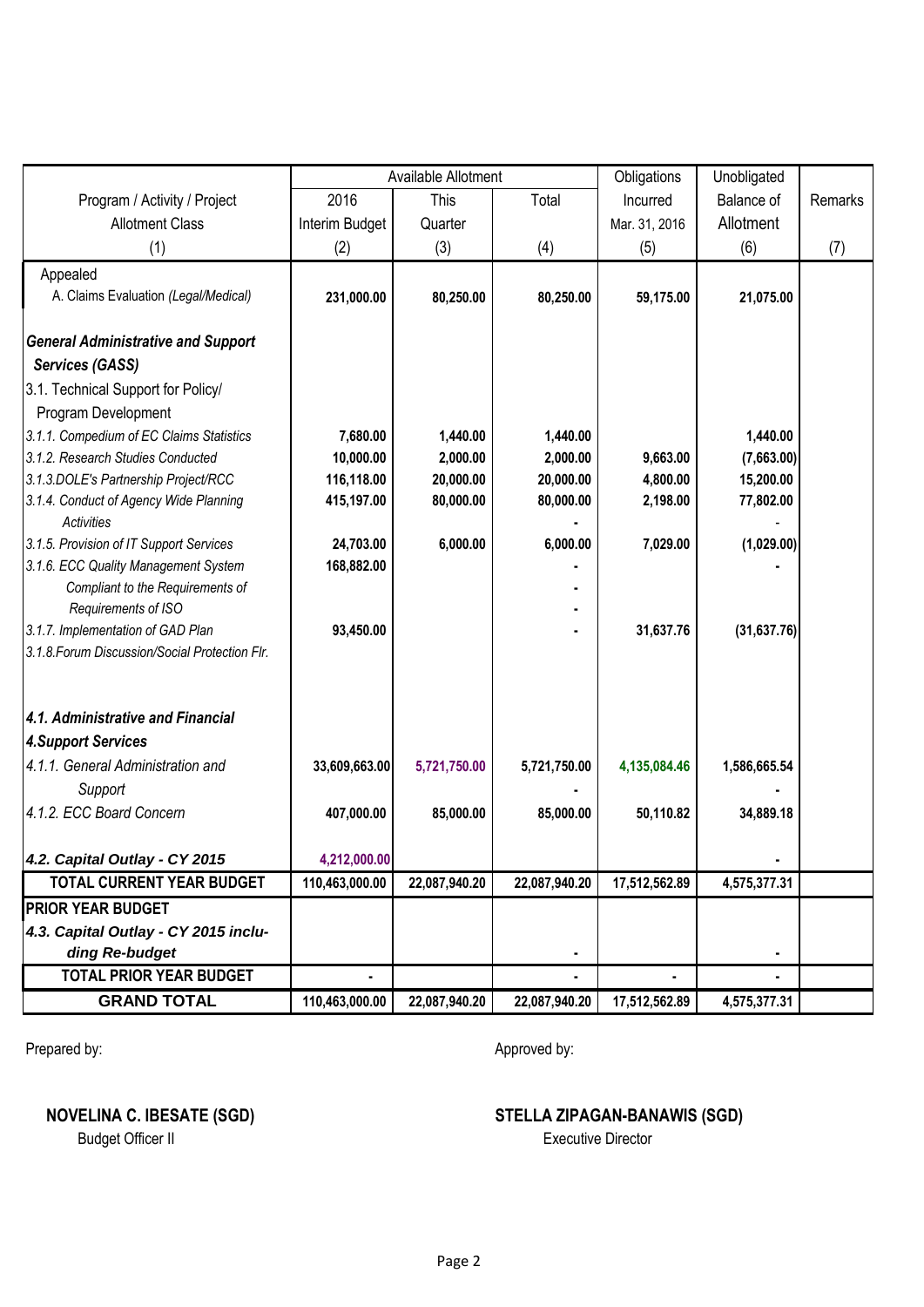| Program / Activity / Project Allotment Class | Available Allotment | | | Obligations Incurred Mar. 31, 2016 | Unobligated Balance of Allotment | Remarks |
|---|---|---|---|---|---|---|
| | 2016 Interim Budget | This Quarter | Total | | | |
| (1) | (2) | (3) | (4) | (5) | (6) | (7) |
| Appealed | | | | | | |
| A. Claims Evaluation *(Legal/Medical)* | **231,000.00** | **80,250.00** | **80,250.00** | **59,175.00** | **21,075.00** | |
| ***General Administrative and Support Services (GASS)*** | | | | | | |
| 3.1. Technical Support for Policy/ Program Development | | | | | | |
| *3.1.1. Compedium of EC Claims Statistics* | **7,680.00** | **1,440.00** | **1,440.00** | | **1,440.00** | |
| *3.1.2. Research Studies Conducted* | **10,000.00** | **2,000.00** | **2,000.00** | **9,663.00** | **(7,663.00)** | |
| *3.1.3.DOLE's Partnership Project/RCC* | **116,118.00** | **20,000.00** | **20,000.00** | **4,800.00** | **15,200.00** | |
| *3.1.4. Conduct of Agency Wide Planning Activities* | **415,197.00** | **80,000.00** | **80,000.00** | **2,198.00** | **77,802.00** | |
| | | | **-** | | - | |
| *3.1.5. Provision of IT Support Services* | **24,703.00** | **6,000.00** | **6,000.00** | **7,029.00** | **(1,029.00)** | |
| *3.1.6. ECC Quality Management System Compliant to the Requirements of Requirements of ISO* | **168,882.00** | | **-** | | **-** | |
| *3.1.7. Implementation of GAD Plan* | **93,450.00** | | **-** | **31,637.76** | **(31,637.76)** | |
| *3.1.8.Forum Discussion/Social Protection Flr.* | | | | | | |
| ***4.1. Administrative and Financial 4.Support Services*** | | | | | | |
| *4.1.1. General Administration and Support* | **33,609,663.00** | **5,721,750.00** | **5,721,750.00** | **4,135,084.46** | **1,586,665.54** | |
| | | | **-** | | **-** | |
| *4.1.2. ECC Board Concern* | **407,000.00** | **85,000.00** | **85,000.00** | **50,110.82** | **34,889.18** | |
| ***4.2. Capital Outlay - CY 2015*** | **4,212,000.00** | | | | **-** | |
| **TOTAL CURRENT YEAR BUDGET** | **110,463,000.00** | **22,087,940.20** | **22,087,940.20** | **17,512,562.89** | **4,575,377.31** | |
| **PRIOR YEAR BUDGET** | | | | | | |
| ***4.3. Capital Outlay - CY 2015 including Re-budget*** | | | **-** | | **-** | |
| **TOTAL PRIOR YEAR BUDGET** | **-** | | **-** | **-** | **-** | |
| **GRAND TOTAL** | **110,463,000.00** | **22,087,940.20** | **22,087,940.20** | **17,512,562.89** | **4,575,377.31** | |

Prepared by:

**NOVELINA C. IBESATE (SGD)**
Budget Officer II

Approved by:

**STELLA ZIPAGAN-BANAWIS (SGD)**
Executive Director